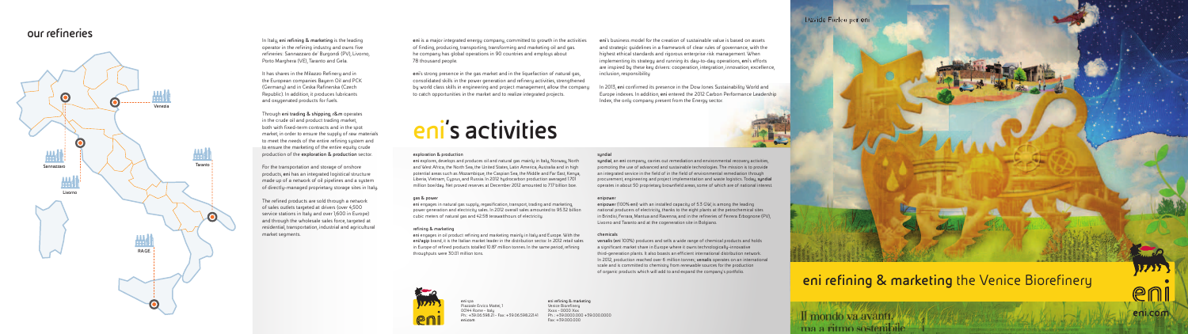## our refineries

Venezia

Sannazzaro

Livorno

Taranto

RA.GE.

In Italy, **eni refining & marketing** is the leading operator in the refining industry and owns five refineries: Sannazzaro de' Burgondi (PV), Livorno, Porto Marghera (VE), Taranto and Gela.

It has shares in the Milazzo Refinery and in the European companies Bayern Oil and PCK (Germany) and in Ceska Rafinerska (Czech Republic). In addition, it produces lubricants and oxygenated products for fuels.

Through **eni trading & shipping**, r&m operates in the crude oil and product trading market, both with fixed-term contracts and in the spot market, in order to ensure the supply of raw materials to meet the needs of the entire refining system and to ensure the marketing of the entire equity crude production of the **exploration & production** sector.

For the transportation and storage of onshore products, **eni** has an integrated logistical structure made up of a network of oil pipelines and a system of directly-managed proprietary storage sites in Italy.

The refined products are sold through a network of sales outlets targeted at drivers (over 4,500 service stations in Italy and over 1,600 in Europe) and through the wholesale sales force, targeted at residential, transportation, industrial and agricultural market segments.

**eni** is a major integrated energy company, committed to growth in the activities of finding, producing, transporting, transforming and marketing oil and gas. he company has global operations in 90 countries and employs about 78 thousand people.

**eni**'s strong presence in the gas market and in the liquefaction of natural gas, consolidated skills in the power generation and refinery activities, strengthened by world class skills in engineering and project management, allow the company to catch opportunities in the market and to realize integrated projects.

**eni**'s business model for the creation of sustainable value is based on assets and strategic guidelines in a framework of clear rules of governance, with the highest ethical standards and rigorous enterprise risk management. When implementing its strategy and running its day-to-day operations, **eni**'s efforts are inspired by these key drivers: cooperation, integration, innovation, excellence, inclusion, responsibility.

In 2013, **eni** confirmed its presence in the Dow Jones Sustainability World and Europe indexes. In addition, **eni** entered the 2012 Carbon Performance Leadership Index, the only company present from the Energy sector.

# eni's activities

**exploration & production**

**eni** explores, develops and produces oil and natural gas mainly in Italy, Norway, North and West Africa, the North Sea, the United States, Latin America, Australia and in high potential areas such as Mozambique, the Caspian Sea, the Middle and Far East, Kenya, Liberia, Vietnam, Cyprus and Russia. In 2012 hydrocarbon production averaged 1.701 million boe/day. Net proved reserves at December 2012 amounted to 7.17 billion boe.

**gas & power**

**eni** engages in natural gas supply, regasification, transport, trading and marketing, power generation and electricity sales. In 2012 overall sales amounted to 95.32 billion cubic meters of natural gas and 42.58 terawatthours of electricity.

**refining & marketing**

**eni** engages in oil product refining and marketing mainly in Italy and Europe. With the **eni/agip** brand, it is the Italian market leader in the distribution sector. In 2012 retail sales in Europe of refined products totalled 10.87 million tonnes. In the same period, refining throughputs were 30.01 million tons.

**syndial**

**syndial**, an **eni** company, carries out remediation and environmental recovery activities, promoting the use of advanced and sustainable technologies. The mission is to provide an integrated service in the field of in the field of environmental remediation through procurement, engineering and project implementation and waste logistics. Today, **syndial** operates in about 50 proprietary brownfield areas, some of which are of national interest.

**enipower**

**enipower** (100% **eni**) with an installed capacity of 5.3 GW, is among the leading national producers of electricity, thanks to the eight plants at the petrochemical sites in Brindisi, Ferrara, Mantua and Ravenna, and in the refineries of Ferrera Erbognone (PV), Livorno and Taranto and at the cogeneration site in Bolgiano.

**chemicals**

**versalis** (**eni** 100%) produces and sells a wide range of chemical products and holds a significant market share in Europe where it owns technologically-innovative third-generation plants. It also boasts an efficient international distribution network. In 2012, production reached over 6 million tonnes. **versalis** operates on an international scale and is committed to chemistry from renewable sources for the production of organic products which will add to and expand the company's portfolio.

eni spa
Piazzale Enrico Mattei, 1
00144 Rome - Italy
Ph.: +39.06.598.21 - Fax: +39.06.598.221.41
eni.com

eni refining & marketing
Venice Biorefinery
Xxxx - 0000 Xxx
Ph.: +39.0000.000 +39.000.0000
Fax: +39.000.000

Davide Forleo per eni

## eni refining & marketing the Venice Biorefinery

Il mondo va avanti,
ma a ritmo sostenibile

eni.com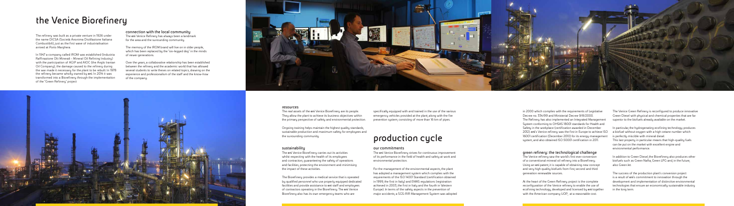# the Venice Biorefinery

The refinery was built as a private venture in 1926 under the name DICSA (Società Anonima Distillazione Italiana Combustibili), just as the first wave of industrialisation arrived at Porto Marghera.

In 1947 a company called IROM was established (Industria Raffinazione Oli Minerali - Mineral Oil Refining Industry) with the participation of AGIP and AIOC (the Anglo Iranian Oil Company); the damage caused to the refinery during the war made it necessary for the plant to be rebuilt. In 1978 the refinery became wholly owned by eni. In 2014 it was transformed into a Biorefinery through the implementation of the "Green Refinery" project.

### connection with the local community

The eni Venice Refinery has always been a landmark for the area and the surrounding community.

The memory of the IROM brand will live on in older people, which has been replaced by the "six-legged dog" in the minds of newer generations.

Over the years, a collaborative relationship has been established between the refinery and the academic world that has allowed several students to write theses on related topics, drawing on the experience and professionalism of the staff and the know-how of the company.

### resources

The real assets of the eni Venice Biorefinery are its people. They allow the plant to achieve its business objectives within the primary perspective of safety and environmental protection.

Ongoing training helps maintain the highest quality standards, sustainable production and maximum safety for employees and the surrounding community.

### sustainability

The eni Venice Biorefinery carries out its activities whilst respecting with the health of its employees and contractors, guaranteeing the safety of operations and facilities, protecting the environment and minimising the impact of these activities.

The Biorefinery provides a medical service that is operated by qualified personnel who use properly equipped dedicated facilities and provide assistance to eni staff and employees of contractors operating in the Biorefinery. The eni Venice Biorefinery also has its own emergency teams who are specifically equipped with and trained in the use of the various emergency vehicles provided at the plant, along with the fire prevention system, consisting of more than 16 km of pipes.

# production cycle

### our commitments

The eni Venice Biorefinery strives for continuous improvement of its performance in the field of health and safety at work and environmental protection.

For the management of the environmental aspects, the plant has adopted a management system which complies with the requirements of the ISO 14001 Standard (certification obtained in 1999, the first in Italy) and EMAS regulations (registration achieved in 2003, the first in Italy and the fourth in Western Europe). In terms of the safety aspects in the prevention of major accidents, a SGS-RIR Management System was adopted in 2000 which complies with the requirements of Legislative Decree no. 334/99 and Ministerial Decree 9/8/2000.
The Refinery has also implemented an Integrated Management System conforming to OHSAS 18001 standards for Health and Safety in the workplace (certification awarded in December 2012). eni's Venice refinery was the first in Europe to achieve ISO 16001 certification (December 2010) for its energy management system, and also obtained ISO 50001 certification in 2011.

### green refinery: the technological challenge

The Venice refinery saw the world's first ever conversion of a conventional mineral oil refinery into a Biorefinery. Using an eni patent, it is capable of obtaining new concept and very high quality biofuels from first, second and third generation renewable sources.

At the heart of the Green Refinery project is the complete reconfiguration of the Venice refinery to enable the use of ecofining technology, developed and licensed by eni together with the American company UOP, at a reasonable cost.

The Venice Green Refinery is reconfigured to produce innovative Green Diesel with physical and chemical properties that are far superior to the biofuels already available on the market.

In particular, the hydrogenating ecofining technology produces a biofuel without oxygen with a high cetane number which is perfectly miscible with mineral diesel.
This last property in particular means that high-quality fuels can be put on the market with excellent engine and environmental performance.

In addition to Green Diesel, the Biorefinery also produces other biofuels such as Green Nafta, Green LPG and, in the future, also Green Jet.

The success of the production plant's conversion project is a result of eni's commitment to innovation through the development and implementation of distinctive environmental technologies that ensure an economically sustainable industry in the long term.